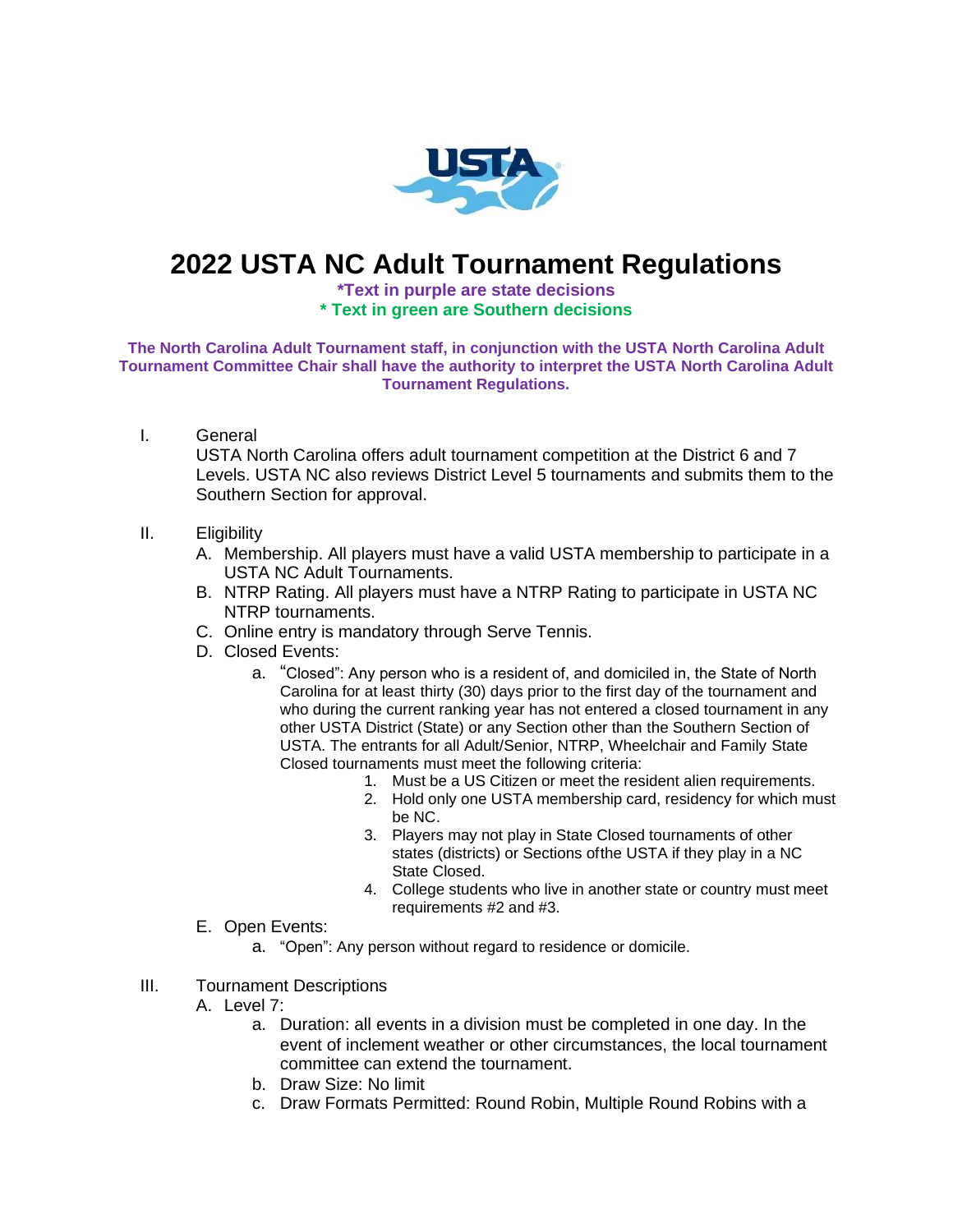# 2022 USTA NC Adult Tournament Regulations

**\*Text in purple are state decisions**

**\* Text in green are Southern decisions**

**The North Carolina Adult Tournament staff, in conjunction with the USTA North Carolina Adult Tournament Committee Chair shall have the authority to interpret the USTA North Carolina Adult Tournament Regulations.**

I. General

USTA North Carolina offers adult tournament competition at the District 6 and 7 Levels. USTA NC also reviews District Level 5 tournaments and submits them to the Southern Section for approval.

II. Eligibility

A. Membership. All players must have a valid USTA membership to participate in a USTA NC Adult Tournaments.

B. NTRP Rating. All players must have a NTRP Rating to participate in USTA NC NTRP tournaments.

C. Online entry is mandatory through Serve Tennis.

D. Closed Events:

a. "Closed": Any person who is a resident of, and domiciled in, the State of North Carolina for at least thirty (30) days prior to the first day of the tournament and who during the current ranking year has not entered a closed tournament in any other USTA District (State) or any Section other than the Southern Section of USTA. The entrants for all Adult/Senior, NTRP, Wheelchair and Family State Closed tournaments must meet the following criteria:

1. Must be a US Citizen or meet the resident alien requirements.
2. Hold only one USTA membership card, residency for which must be NC.
3. Players may not play in State Closed tournaments of other states (districts) or Sections ofthe USTA if they play in a NC State Closed.
4. College students who live in another state or country must meet requirements #2 and #3.

E. Open Events:

a. "Open": Any person without regard to residence or domicile.

III. Tournament Descriptions

A. Level 7:

a. Duration: all events in a division must be completed in one day. In the event of inclement weather or other circumstances, the local tournament committee can extend the tournament.

b. Draw Size: No limit

c. Draw Formats Permitted: Round Robin, Multiple Round Robins with a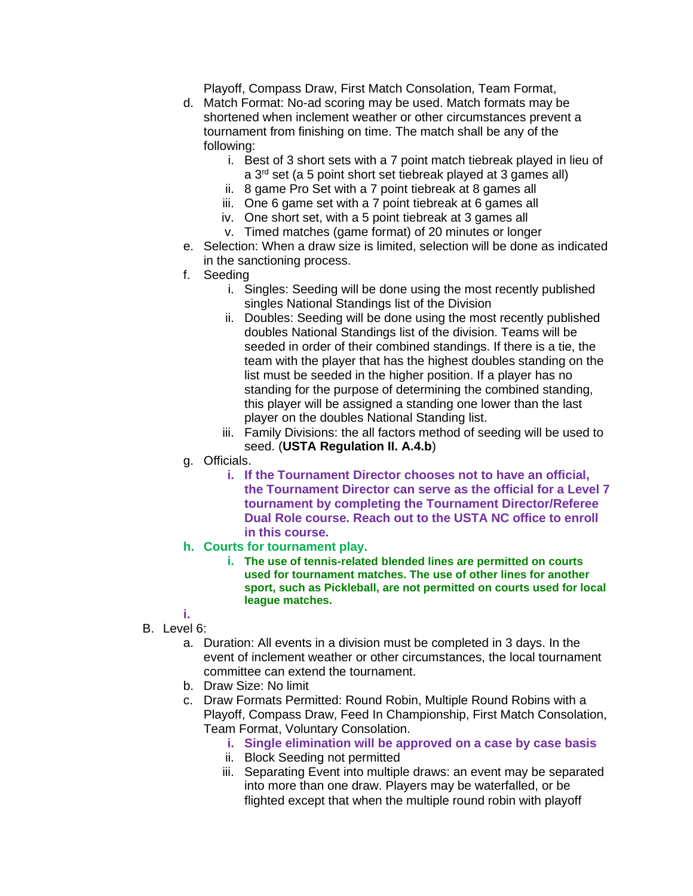Playoff, Compass Draw, First Match Consolation, Team Format,

d. Match Format: No-ad scoring may be used. Match formats may be shortened when inclement weather or other circumstances prevent a tournament from finishing on time. The match shall be any of the following:
    i. Best of 3 short sets with a 7 point match tiebreak played in lieu of a 3rd set (a 5 point short set tiebreak played at 3 games all)
    ii. 8 game Pro Set with a 7 point tiebreak at 8 games all
    iii. One 6 game set with a 7 point tiebreak at 6 games all
    iv. One short set, with a 5 point tiebreak at 3 games all
    v. Timed matches (game format) of 20 minutes or longer

e. Selection: When a draw size is limited, selection will be done as indicated in the sanctioning process.

f. Seeding
    i. Singles: Seeding will be done using the most recently published singles National Standings list of the Division
    ii. Doubles: Seeding will be done using the most recently published doubles National Standings list of the division. Teams will be seeded in order of their combined standings. If there is a tie, the team with the player that has the highest doubles standing on the list must be seeded in the higher position. If a player has no standing for the purpose of determining the combined standing, this player will be assigned a standing one lower than the last player on the doubles National Standing list.
    iii. Family Divisions: the all factors method of seeding will be used to seed. (**USTA Regulation II. A.4.b**)

g. Officials.
    **i. If the Tournament Director chooses not to have an official, the Tournament Director can serve as the official for a Level 7 tournament by completing the Tournament Director/Referee Dual Role course. Reach out to the USTA NC office to enroll in this course.**

**h. Courts for tournament play.**
    **i. The use of tennis-related blended lines are permitted on courts used for tournament matches. The use of other lines for another sport, such as Pickleball, are not permitted on courts used for local league matches.**

**i.**

B. Level 6:

a. Duration: All events in a division must be completed in 3 days. In the event of inclement weather or other circumstances, the local tournament committee can extend the tournament.

b. Draw Size: No limit

c. Draw Formats Permitted: Round Robin, Multiple Round Robins with a Playoff, Compass Draw, Feed In Championship, First Match Consolation, Team Format, Voluntary Consolation.
    **i. Single elimination will be approved on a case by case basis**
    ii. Block Seeding not permitted
    iii. Separating Event into multiple draws: an event may be separated into more than one draw. Players may be waterfalled, or be flighted except that when the multiple round robin with playoff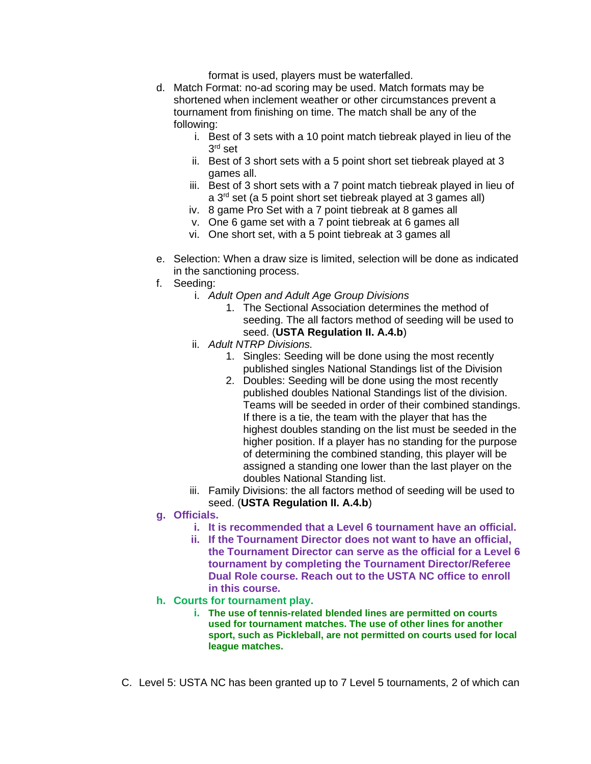format is used, players must be waterfalled.

d. Match Format: no-ad scoring may be used. Match formats may be shortened when inclement weather or other circumstances prevent a tournament from finishing on time. The match shall be any of the following:
    i. Best of 3 sets with a 10 point match tiebreak played in lieu of the 3rd set
    ii. Best of 3 short sets with a 5 point short set tiebreak played at 3 games all.
    iii. Best of 3 short sets with a 7 point match tiebreak played in lieu of a 3rd set (a 5 point short set tiebreak played at 3 games all)
    iv. 8 game Pro Set with a 7 point tiebreak at 8 games all
    v. One 6 game set with a 7 point tiebreak at 6 games all
    vi. One short set, with a 5 point tiebreak at 3 games all

e. Selection: When a draw size is limited, selection will be done as indicated in the sanctioning process.

f. Seeding:
    i. *Adult Open and Adult Age Group Divisions*
        1. The Sectional Association determines the method of seeding. The all factors method of seeding will be used to seed. (**USTA Regulation II. A.4.b**)
    ii. *Adult NTRP Divisions.*
        1. Singles: Seeding will be done using the most recently published singles National Standings list of the Division
        2. Doubles: Seeding will be done using the most recently published doubles National Standings list of the division. Teams will be seeded in order of their combined standings. If there is a tie, the team with the player that has the highest doubles standing on the list must be seeded in the higher position. If a player has no standing for the purpose of determining the combined standing, this player will be assigned a standing one lower than the last player on the doubles National Standing list.
    iii. Family Divisions: the all factors method of seeding will be used to seed. (**USTA Regulation II. A.4.b**)

**g. Officials.**
    **i. It is recommended that a Level 6 tournament have an official.**
    **ii. If the Tournament Director does not want to have an official, the Tournament Director can serve as the official for a Level 6 tournament by completing the Tournament Director/Referee Dual Role course. Reach out to the USTA NC office to enroll in this course.**

**h. Courts for tournament play.**
    **i. The use of tennis-related blended lines are permitted on courts used for tournament matches. The use of other lines for another sport, such as Pickleball, are not permitted on courts used for local league matches.**

C. Level 5: USTA NC has been granted up to 7 Level 5 tournaments, 2 of which can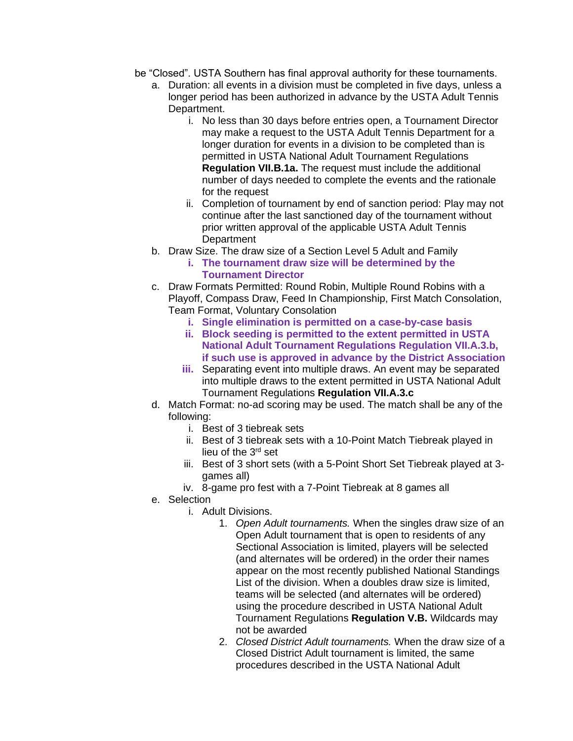be "Closed". USTA Southern has final approval authority for these tournaments.

a. Duration: all events in a division must be completed in five days, unless a longer period has been authorized in advance by the USTA Adult Tennis Department.
    i. No less than 30 days before entries open, a Tournament Director may make a request to the USTA Adult Tennis Department for a longer duration for events in a division to be completed than is permitted in USTA National Adult Tournament Regulations **Regulation VII.B.1a.** The request must include the additional number of days needed to complete the events and the rationale for the request
    ii. Completion of tournament by end of sanction period: Play may not continue after the last sanctioned day of the tournament without prior written approval of the applicable USTA Adult Tennis Department
b. Draw Size. The draw size of a Section Level 5 Adult and Family
    i. **The tournament draw size will be determined by the Tournament Director**
c. Draw Formats Permitted: Round Robin, Multiple Round Robins with a Playoff, Compass Draw, Feed In Championship, First Match Consolation, Team Format, Voluntary Consolation
    i. **Single elimination is permitted on a case-by-case basis**
    ii. **Block seeding is permitted to the extent permitted in USTA National Adult Tournament Regulations Regulation VII.A.3.b, if such use is approved in advance by the District Association**
    iii. Separating event into multiple draws. An event may be separated into multiple draws to the extent permitted in USTA National Adult Tournament Regulations **Regulation VII.A.3.c**
d. Match Format: no-ad scoring may be used. The match shall be any of the following:
    i. Best of 3 tiebreak sets
    ii. Best of 3 tiebreak sets with a 10-Point Match Tiebreak played in lieu of the 3rd set
    iii. Best of 3 short sets (with a 5-Point Short Set Tiebreak played at 3-games all)
    iv. 8-game pro fest with a 7-Point Tiebreak at 8 games all
e. Selection
    i. Adult Divisions.
        1. *Open Adult tournaments.* When the singles draw size of an Open Adult tournament that is open to residents of any Sectional Association is limited, players will be selected (and alternates will be ordered) in the order their names appear on the most recently published National Standings List of the division. When a doubles draw size is limited, teams will be selected (and alternates will be ordered) using the procedure described in USTA National Adult Tournament Regulations **Regulation V.B.** Wildcards may not be awarded
        2. *Closed District Adult tournaments.* When the draw size of a Closed District Adult tournament is limited, the same procedures described in the USTA National Adult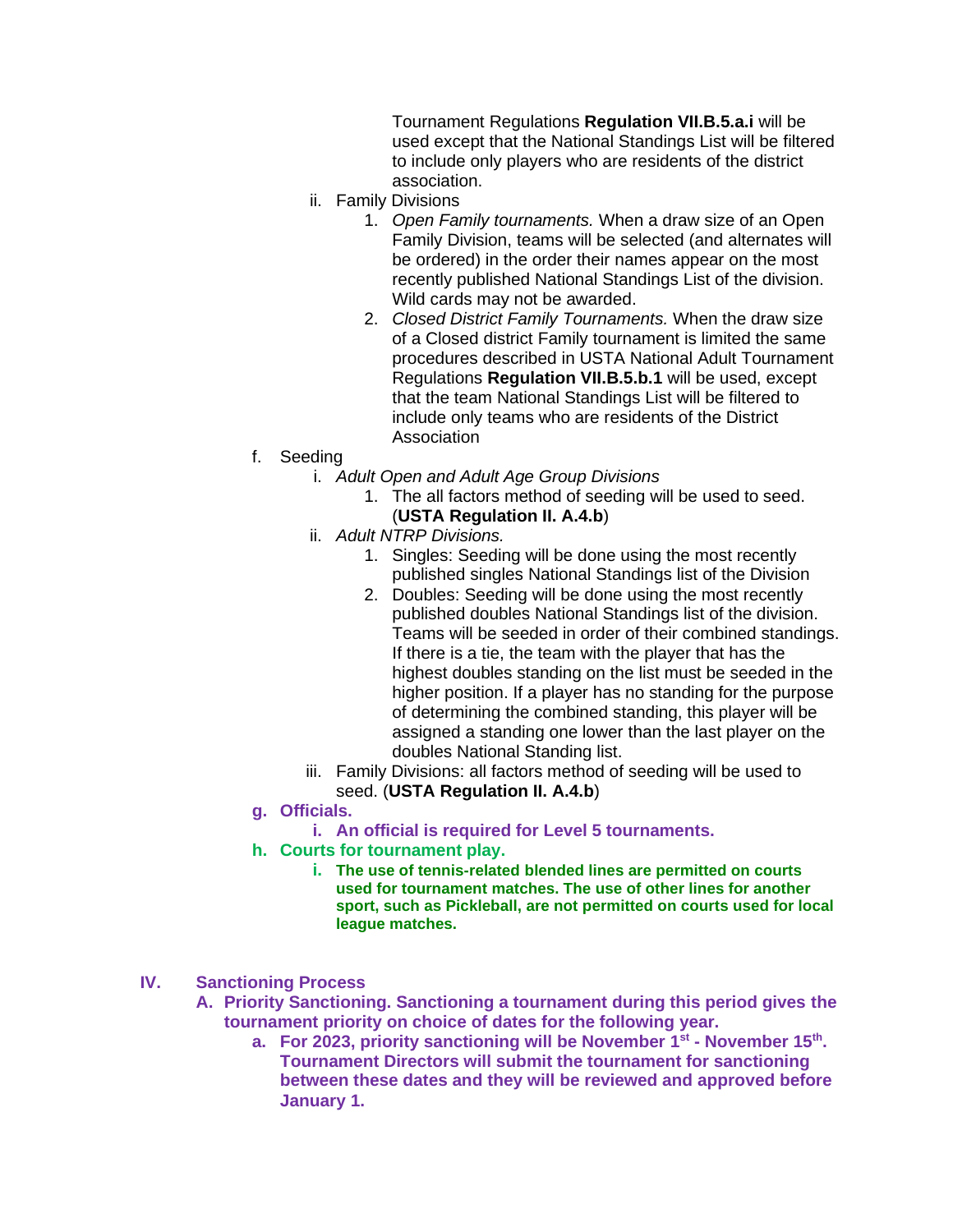Tournament Regulations **Regulation VII.B.5.a.i** will be used except that the National Standings List will be filtered to include only players who are residents of the district association.

- ii. Family Divisions
    1. *Open Family tournaments.* When a draw size of an Open Family Division, teams will be selected (and alternates will be ordered) in the order their names appear on the most recently published National Standings List of the division. Wild cards may not be awarded.
    2. *Closed District Family Tournaments.* When the draw size of a Closed district Family tournament is limited the same procedures described in USTA National Adult Tournament Regulations **Regulation VII.B.5.b.1** will be used, except that the team National Standings List will be filtered to include only teams who are residents of the District Association

f. Seeding

- i. *Adult Open and Adult Age Group Divisions*
    1. The all factors method of seeding will be used to seed. (**USTA Regulation II. A.4.b**)
- ii. *Adult NTRP Divisions.*
    1. Singles: Seeding will be done using the most recently published singles National Standings list of the Division
    2. Doubles: Seeding will be done using the most recently published doubles National Standings list of the division. Teams will be seeded in order of their combined standings. If there is a tie, the team with the player that has the highest doubles standing on the list must be seeded in the higher position. If a player has no standing for the purpose of determining the combined standing, this player will be assigned a standing one lower than the last player on the doubles National Standing list.
- iii. Family Divisions: all factors method of seeding will be used to seed. (**USTA Regulation II. A.4.b**)

**g. Officials.**

- **i. An official is required for Level 5 tournaments.**

**h. Courts for tournament play.**

- **i. The use of tennis-related blended lines are permitted on courts used for tournament matches. The use of other lines for another sport, such as Pickleball, are not permitted on courts used for local league matches.**

## IV. Sanctioning Process

**A. Priority Sanctioning. Sanctioning a tournament during this period gives the tournament priority on choice of dates for the following year.**

- **a. For 2023, priority sanctioning will be November 1st - November 15th. Tournament Directors will submit the tournament for sanctioning between these dates and they will be reviewed and approved before January 1.**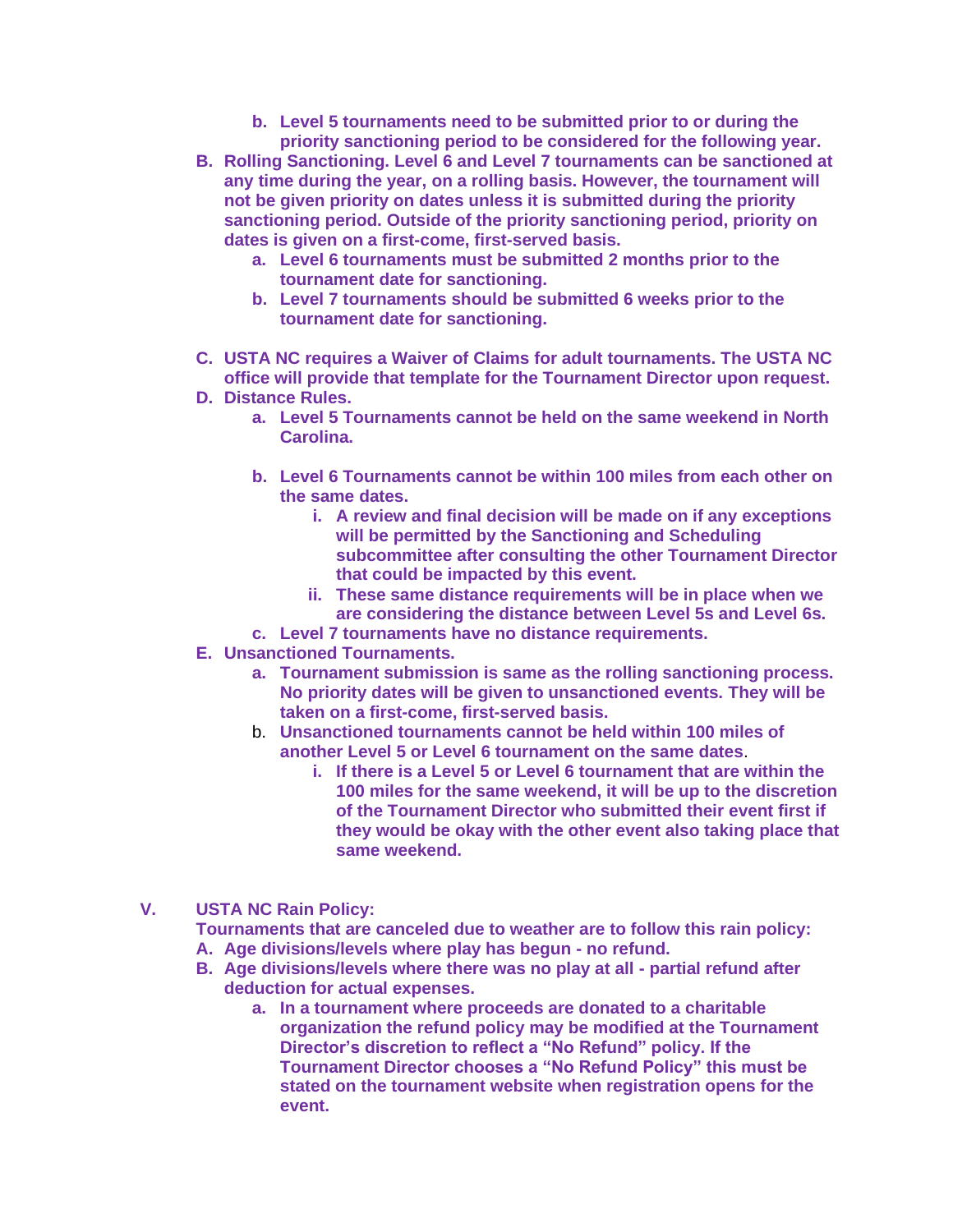b. **Level 5 tournaments need to be submitted prior to or during the priority sanctioning period to be considered for the following year.**

B. **Rolling Sanctioning. Level 6 and Level 7 tournaments can be sanctioned at any time during the year, on a rolling basis. However, the tournament will not be given priority on dates unless it is submitted during the priority sanctioning period. Outside of the priority sanctioning period, priority on dates is given on a first-come, first-served basis.**
   a. **Level 6 tournaments must be submitted 2 months prior to the tournament date for sanctioning.**
   b. **Level 7 tournaments should be submitted 6 weeks prior to the tournament date for sanctioning.**

C. **USTA NC requires a Waiver of Claims for adult tournaments. The USTA NC office will provide that template for the Tournament Director upon request.**

D. **Distance Rules.**
   a. **Level 5 Tournaments cannot be held on the same weekend in North Carolina.**
   b. **Level 6 Tournaments cannot be within 100 miles from each other on the same dates.**
      i. **A review and final decision will be made on if any exceptions will be permitted by the Sanctioning and Scheduling subcommittee after consulting the other Tournament Director that could be impacted by this event.**
      ii. **These same distance requirements will be in place when we are considering the distance between Level 5s and Level 6s.**
   c. **Level 7 tournaments have no distance requirements.**

E. **Unsanctioned Tournaments.**
   a. **Tournament submission is same as the rolling sanctioning process. No priority dates will be given to unsanctioned events. They will be taken on a first-come, first-served basis.**
   b. **Unsanctioned tournaments cannot be held within 100 miles of another Level 5 or Level 6 tournament on the same dates.**
      i. **If there is a Level 5 or Level 6 tournament that are within the 100 miles for the same weekend, it will be up to the discretion of the Tournament Director who submitted their event first if they would be okay with the other event also taking place that same weekend.**

## V. USTA NC Rain Policy:

**Tournaments that are canceled due to weather are to follow this rain policy:**

A. **Age divisions/levels where play has begun - no refund.**

B. **Age divisions/levels where there was no play at all - partial refund after deduction for actual expenses.**
   a. **In a tournament where proceeds are donated to a charitable organization the refund policy may be modified at the Tournament Director's discretion to reflect a "No Refund" policy. If the Tournament Director chooses a "No Refund Policy" this must be stated on the tournament website when registration opens for the event.**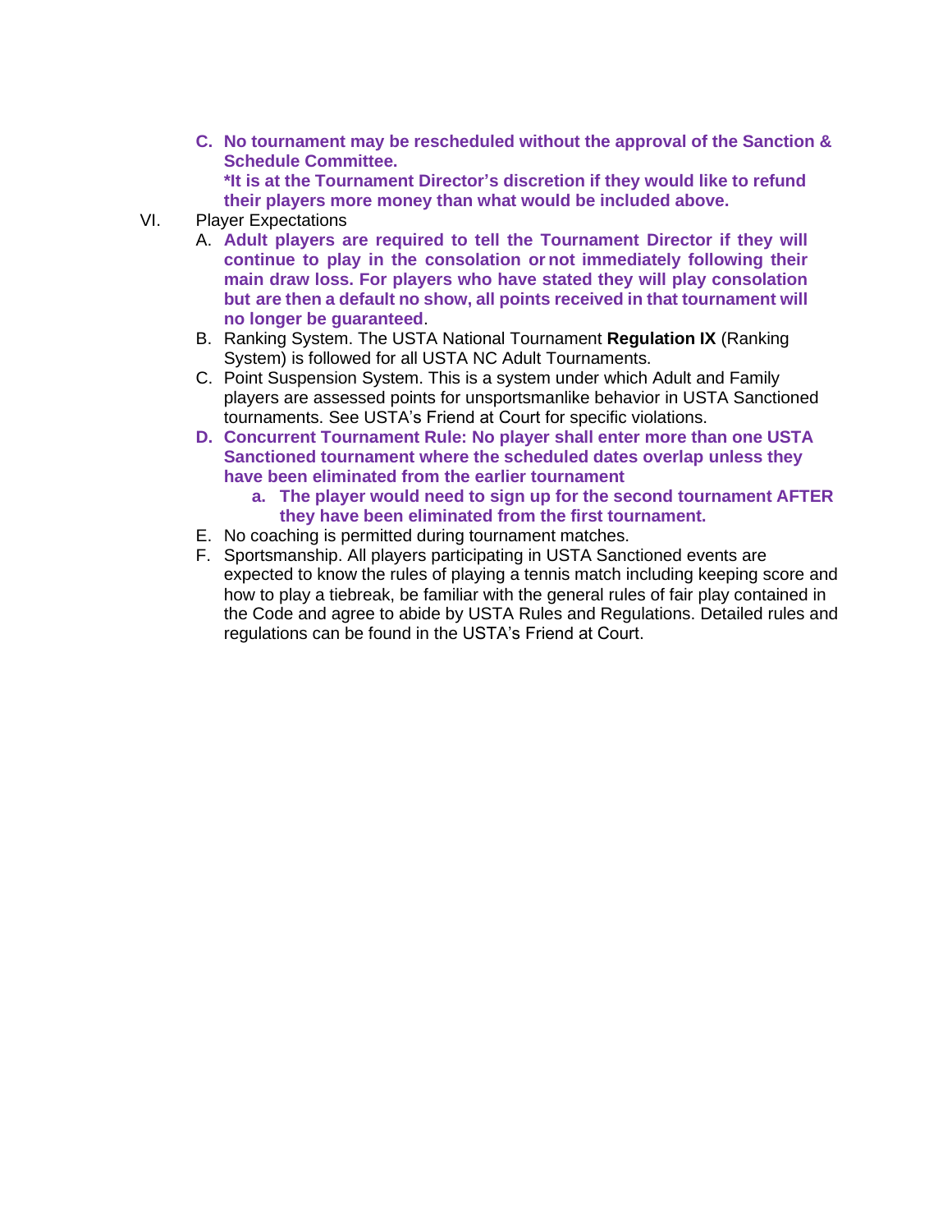C. **No tournament may be rescheduled without the approval of the Sanction & Schedule Committee.**
**\*It is at the Tournament Director's discretion if they would like to refund their players more money than what would be included above.**

VI. Player Expectations

A. **Adult players are required to tell the Tournament Director if they will continue to play in the consolation or not immediately following their main draw loss. For players who have stated they will play consolation but are then a default no show, all points received in that tournament will no longer be guaranteed**.

B. Ranking System. The USTA National Tournament **Regulation IX** (Ranking System) is followed for all USTA NC Adult Tournaments.

C. Point Suspension System. This is a system under which Adult and Family players are assessed points for unsportsmanlike behavior in USTA Sanctioned tournaments. See USTA's Friend at Court for specific violations.

D. **Concurrent Tournament Rule: No player shall enter more than one USTA Sanctioned tournament where the scheduled dates overlap unless they have been eliminated from the earlier tournament**

   a. **The player would need to sign up for the second tournament AFTER they have been eliminated from the first tournament.**

E. No coaching is permitted during tournament matches.

F. Sportsmanship. All players participating in USTA Sanctioned events are expected to know the rules of playing a tennis match including keeping score and how to play a tiebreak, be familiar with the general rules of fair play contained in the Code and agree to abide by USTA Rules and Regulations. Detailed rules and regulations can be found in the USTA's Friend at Court.